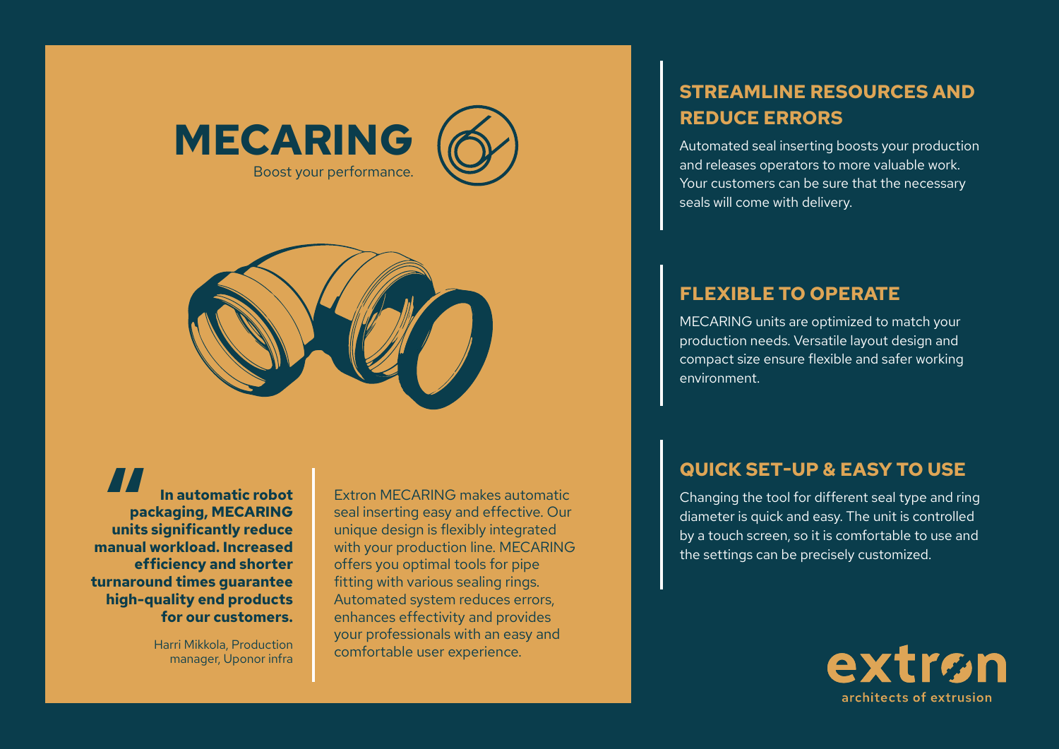# MECARING

Boost your performance.

> **In automatic robot packaging, MECARING units significantly reduce manual workload. Increased efficiency and shorter turnaround times guarantee high-quality end products for our customers.**
>
> Harri Mikkola, Production manager, Uponor infra

Extron MECARING makes automatic seal inserting easy and effective. Our unique design is flexibly integrated with your production line. MECARING offers you optimal tools for pipe fitting with various sealing rings. Automated system reduces errors, enhances effectivity and provides your professionals with an easy and comfortable user experience.

## STREAMLINE RESOURCES AND REDUCE ERRORS

Automated seal inserting boosts your production and releases operators to more valuable work. Your customers can be sure that the necessary seals will come with delivery.

## FLEXIBLE TO OPERATE

MECARING units are optimized to match your production needs. Versatile layout design and compact size ensure flexible and safer working environment.

## QUICK SET-UP & EASY TO USE

Changing the tool for different seal type and ring diameter is quick and easy. The unit is controlled by a touch screen, so it is comfortable to use and the settings can be precisely customized.

extron

architects of extrusion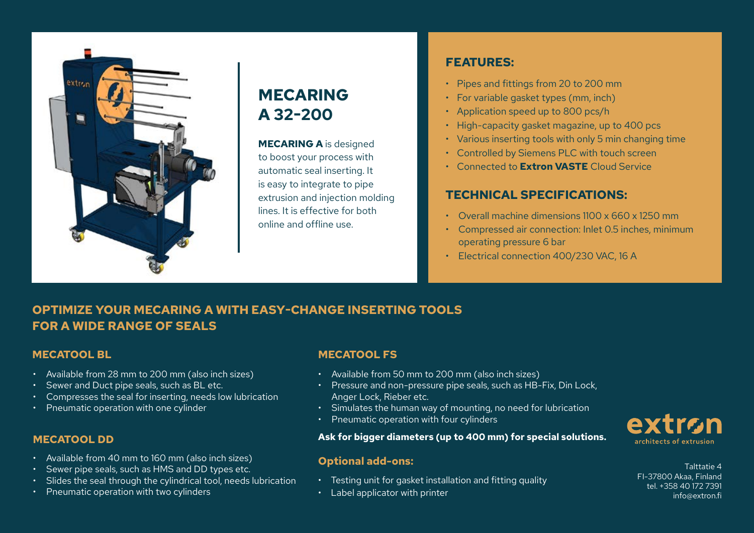# MECARING A 32-200

**MECARING A** is designed to boost your process with automatic seal inserting. It is easy to integrate to pipe extrusion and injection molding lines. It is effective for both online and offline use.

## FEATURES:

- Pipes and fittings from 20 to 200 mm
- For variable gasket types (mm, inch)
- Application speed up to 800 pcs/h
- High-capacity gasket magazine, up to 400 pcs
- Various inserting tools with only 5 min changing time
- Controlled by Siemens PLC with touch screen
- Connected to **Extron VASTE** Cloud Service

## TECHNICAL SPECIFICATIONS:

- Overall machine dimensions 1100 x 660 x 1250 mm
- Compressed air connection: Inlet 0.5 inches, minimum operating pressure 6 bar
- Electrical connection 400/230 VAC, 16 A

## OPTIMIZE YOUR MECARING A WITH EASY-CHANGE INSERTING TOOLS FOR A WIDE RANGE OF SEALS

### MECATOOL BL

- Available from 28 mm to 200 mm (also inch sizes)
- Sewer and Duct pipe seals, such as BL etc.
- Compresses the seal for inserting, needs low lubrication
- Pneumatic operation with one cylinder

### MECATOOL DD

- Available from 40 mm to 160 mm (also inch sizes)
- Sewer pipe seals, such as HMS and DD types etc.
- Slides the seal through the cylindrical tool, needs lubrication
- Pneumatic operation with two cylinders

### MECATOOL FS

- Available from 50 mm to 200 mm (also inch sizes)
- Pressure and non-pressure pipe seals, such as HB-Fix, Din Lock, Anger Lock, Rieber etc.
- Simulates the human way of mounting, no need for lubrication
- Pneumatic operation with four cylinders

**Ask for bigger diameters (up to 400 mm) for special solutions.**

### Optional add-ons:

- Testing unit for gasket installation and fitting quality
- Label applicator with printer

extron
architects of extrusion

Talttatie 4
FI-37800 Akaa, Finland
tel. +358 40 172 7391
info@extron.fi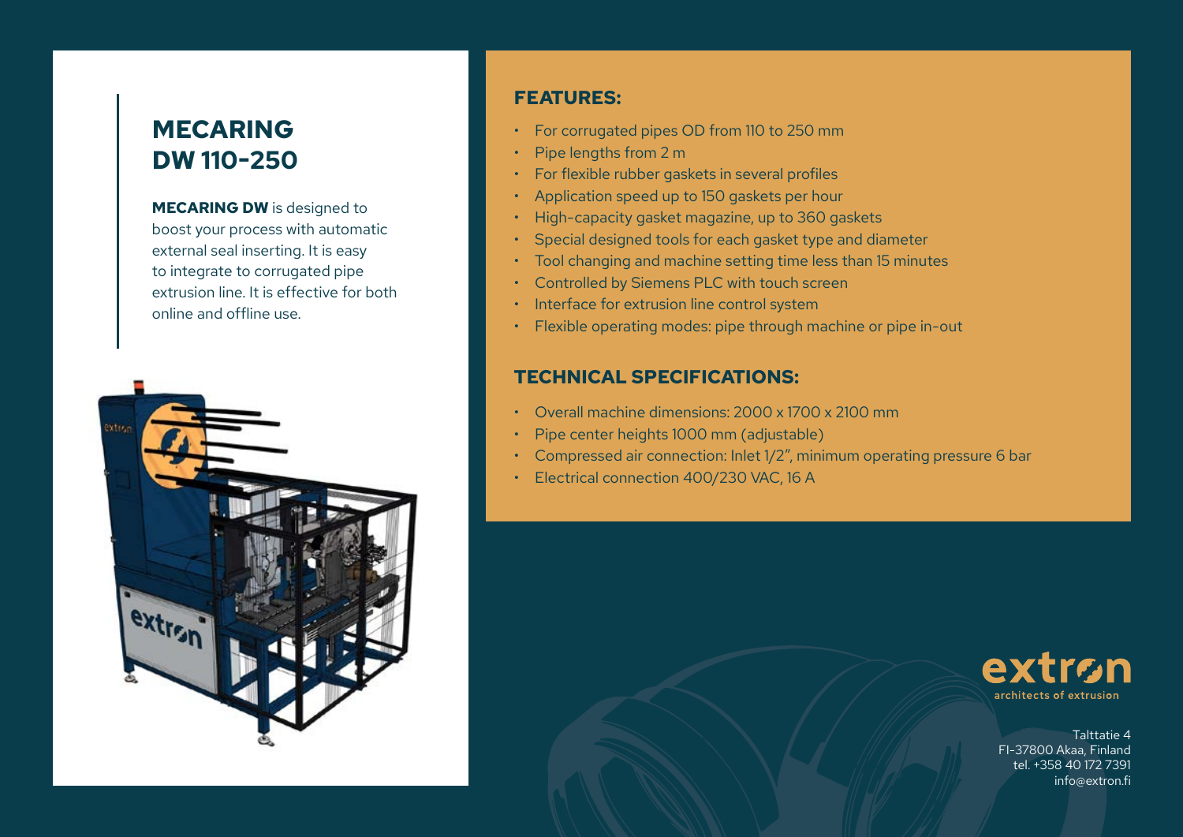# MECARING DW 110-250

**MECARING DW** is designed to boost your process with automatic external seal inserting. It is easy to integrate to corrugated pipe extrusion line. It is effective for both online and offline use.

## FEATURES:

- For corrugated pipes OD from 110 to 250 mm
- Pipe lengths from 2 m
- For flexible rubber gaskets in several profiles
- Application speed up to 150 gaskets per hour
- High-capacity gasket magazine, up to 360 gaskets
- Special designed tools for each gasket type and diameter
- Tool changing and machine setting time less than 15 minutes
- Controlled by Siemens PLC with touch screen
- Interface for extrusion line control system
- Flexible operating modes: pipe through machine or pipe in-out

## TECHNICAL SPECIFICATIONS:

- Overall machine dimensions: 2000 x 1700 x 2100 mm
- Pipe center heights 1000 mm (adjustable)
- Compressed air connection: Inlet 1/2", minimum operating pressure 6 bar
- Electrical connection 400/230 VAC, 16 A

extron
architects of extrusion

Talttatie 4
FI-37800 Akaa, Finland
tel. +358 40 172 7391
info@extron.fi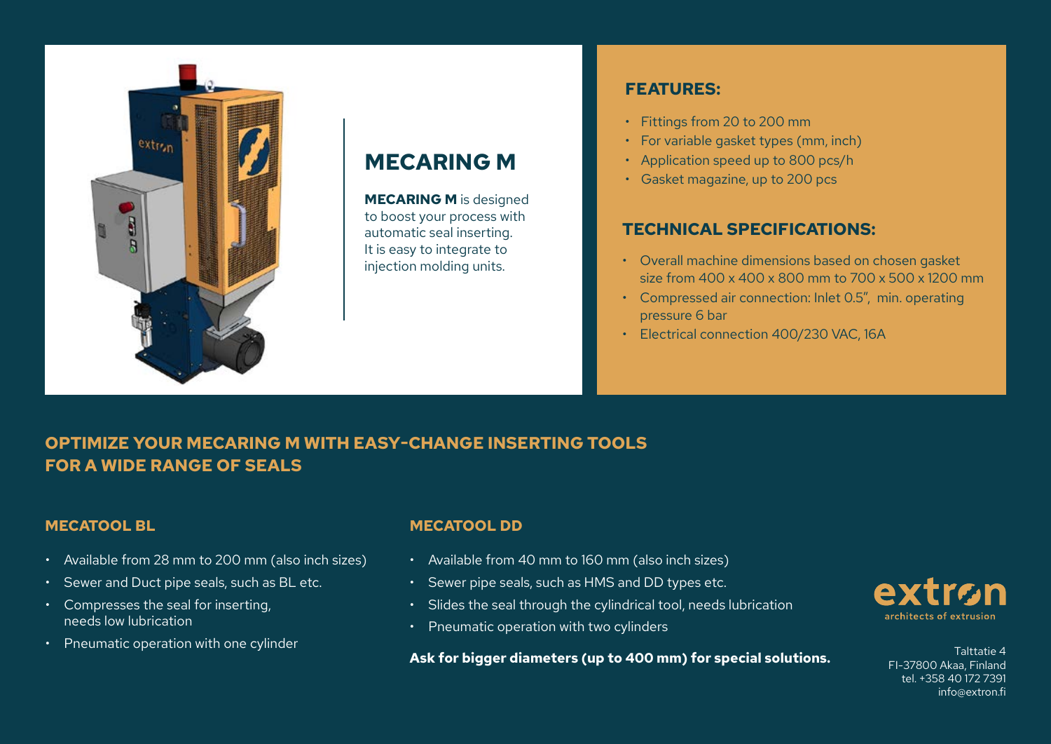# MECARING M

**MECARING M** is designed to boost your process with automatic seal inserting. It is easy to integrate to injection molding units.

## FEATURES:

- Fittings from 20 to 200 mm
- For variable gasket types (mm, inch)
- Application speed up to 800 pcs/h
- Gasket magazine, up to 200 pcs

## TECHNICAL SPECIFICATIONS:

- Overall machine dimensions based on chosen gasket size from 400 x 400 x 800 mm to 700 x 500 x 1200 mm
- Compressed air connection: Inlet 0.5", min. operating pressure 6 bar
- Electrical connection 400/230 VAC, 16A

## OPTIMIZE YOUR MECARING M WITH EASY-CHANGE INSERTING TOOLS FOR A WIDE RANGE OF SEALS

### MECATOOL BL

- Available from 28 mm to 200 mm (also inch sizes)
- Sewer and Duct pipe seals, such as BL etc.
- Compresses the seal for inserting, needs low lubrication
- Pneumatic operation with one cylinder

### MECATOOL DD

- Available from 40 mm to 160 mm (also inch sizes)
- Sewer pipe seals, such as HMS and DD types etc.
- Slides the seal through the cylindrical tool, needs lubrication
- Pneumatic operation with two cylinders

**Ask for bigger diameters (up to 400 mm) for special solutions.**

extron
architects of extrusion

Talttatie 4
FI-37800 Akaa, Finland
tel. +358 40 172 7391
info@extron.fi